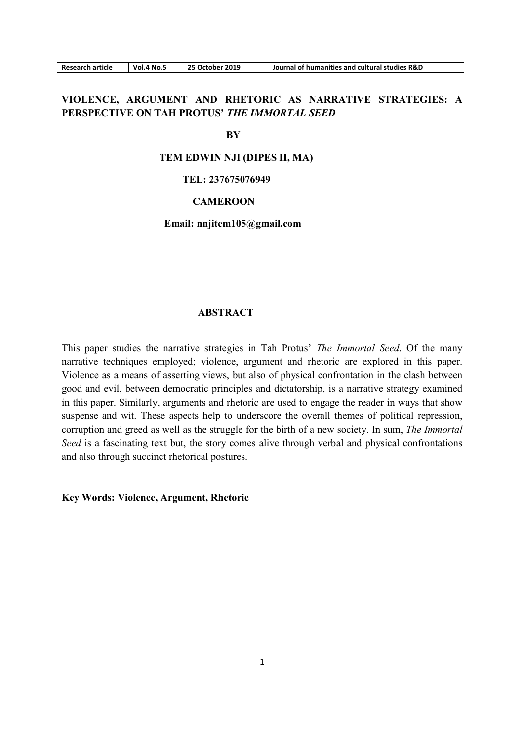# VIOLENCE, ARGUMENT AND RHETORIC AS NARRATIVE STRATEGIES: A PERSPECTIVE ON TAH PROTUS' *THE IMMORTAL SEED*

**BY**

**TEM EDWIN NJI (DIPES II, MA)**

**TEL: 237675076949**

**CAMEROON**

**Email: nnjitem105@gmail.com**

## ABSTRACT

This paper studies the narrative strategies in Tah Protus' *The Immortal Seed*. Of the many narrative techniques employed; violence, argument and rhetoric are explored in this paper. Violence as a means of asserting views, but also of physical confrontation in the clash between good and evil, between democratic principles and dictatorship, is a narrative strategy examined in this paper. Similarly, arguments and rhetoric are used to engage the reader in ways that show suspense and wit. These aspects help to underscore the overall themes of political repression, corruption and greed as well as the struggle for the birth of a new society. In sum, *The Immortal Seed* is a fascinating text but, the story comes alive through verbal and physical confrontations and also through succinct rhetorical postures.

**Key Words: Violence, Argument, Rhetoric**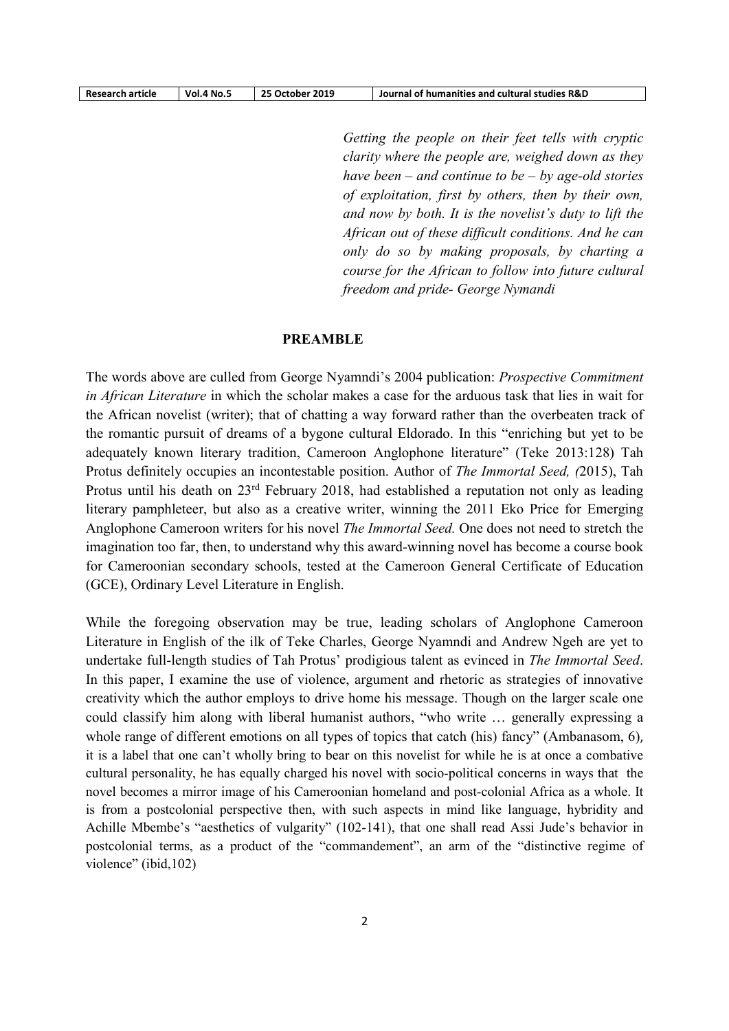*Getting the people on their feet tells with cryptic clarity where the people are, weighed down as they have been – and continue to be – by age-old stories of exploitation, first by others, then by their own, and now by both. It is the novelist's duty to lift the African out of these difficult conditions. And he can only do so by making proposals, by charting a course for the African to follow into future cultural freedom and pride- George Nymandi*

## PREAMBLE

The words above are culled from George Nyamndi's 2004 publication: *Prospective Commitment in African Literature* in which the scholar makes a case for the arduous task that lies in wait for the African novelist (writer); that of chatting a way forward rather than the overbeaten track of the romantic pursuit of dreams of a bygone cultural Eldorado. In this "enriching but yet to be adequately known literary tradition, Cameroon Anglophone literature" (Teke 2013:128) Tah Protus definitely occupies an incontestable position. Author of *The Immortal Seed, (*2015), Tah Protus until his death on 23rd February 2018, had established a reputation not only as leading literary pamphleteer, but also as a creative writer, winning the 2011 Eko Price for Emerging Anglophone Cameroon writers for his novel *The Immortal Seed.* One does not need to stretch the imagination too far, then, to understand why this award-winning novel has become a course book for Cameroonian secondary schools, tested at the Cameroon General Certificate of Education (GCE), Ordinary Level Literature in English.

While the foregoing observation may be true, leading scholars of Anglophone Cameroon Literature in English of the ilk of Teke Charles, George Nyamndi and Andrew Ngeh are yet to undertake full-length studies of Tah Protus' prodigious talent as evinced in *The Immortal Seed*. In this paper, I examine the use of violence, argument and rhetoric as strategies of innovative creativity which the author employs to drive home his message. Though on the larger scale one could classify him along with liberal humanist authors, "who write … generally expressing a whole range of different emotions on all types of topics that catch (his) fancy" (Ambanasom, 6), it is a label that one can't wholly bring to bear on this novelist for while he is at once a combative cultural personality, he has equally charged his novel with socio-political concerns in ways that the novel becomes a mirror image of his Cameroonian homeland and post-colonial Africa as a whole. It is from a postcolonial perspective then, with such aspects in mind like language, hybridity and Achille Mbembe's "aesthetics of vulgarity" (102-141), that one shall read Assi Jude's behavior in postcolonial terms, as a product of the "commandement", an arm of the "distinctive regime of violence" (ibid,102)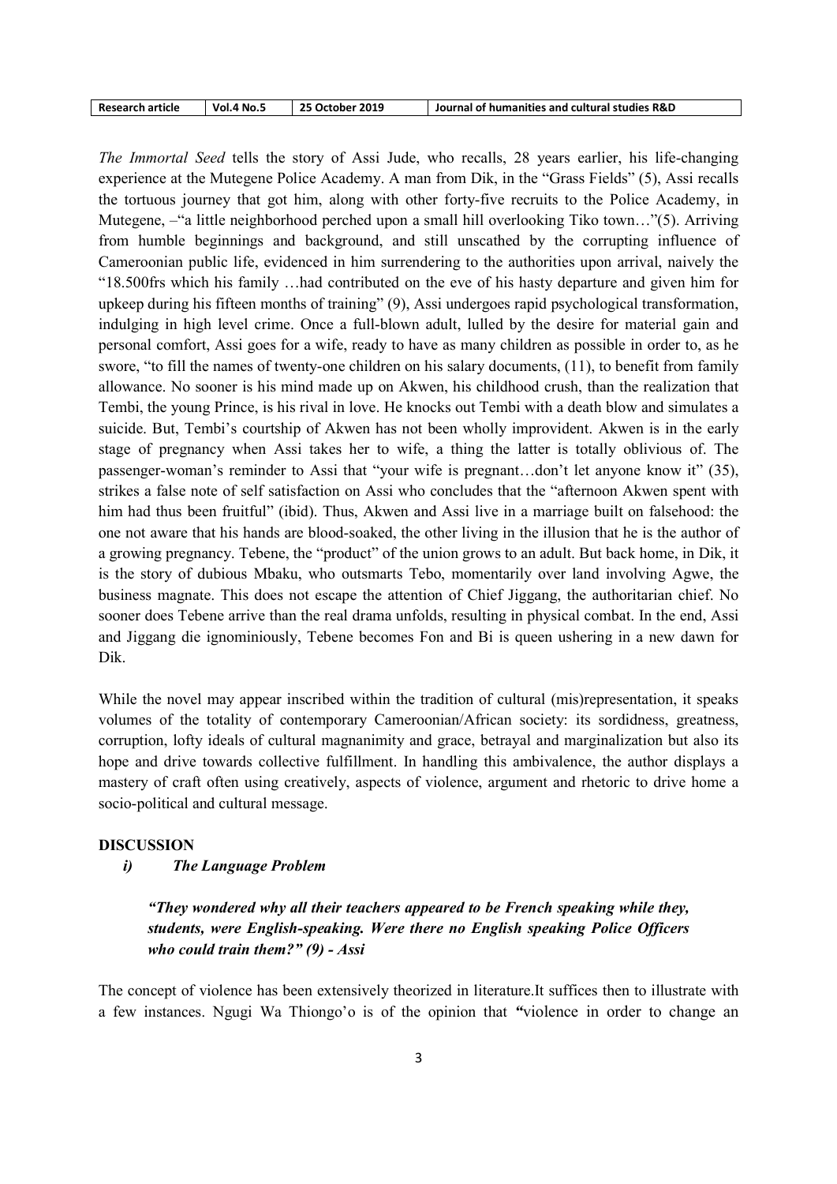*The Immortal Seed* tells the story of Assi Jude, who recalls, 28 years earlier, his life-changing experience at the Mutegene Police Academy. A man from Dik, in the "Grass Fields" (5), Assi recalls the tortuous journey that got him, along with other forty-five recruits to the Police Academy, in Mutegene, –"a little neighborhood perched upon a small hill overlooking Tiko town…"(5). Arriving from humble beginnings and background, and still unscathed by the corrupting influence of Cameroonian public life, evidenced in him surrendering to the authorities upon arrival, naively the "18.500frs which his family …had contributed on the eve of his hasty departure and given him for upkeep during his fifteen months of training" (9), Assi undergoes rapid psychological transformation, indulging in high level crime. Once a full-blown adult, lulled by the desire for material gain and personal comfort, Assi goes for a wife, ready to have as many children as possible in order to, as he swore, "to fill the names of twenty-one children on his salary documents, (11), to benefit from family allowance. No sooner is his mind made up on Akwen, his childhood crush, than the realization that Tembi, the young Prince, is his rival in love. He knocks out Tembi with a death blow and simulates a suicide. But, Tembi's courtship of Akwen has not been wholly improvident. Akwen is in the early stage of pregnancy when Assi takes her to wife, a thing the latter is totally oblivious of. The passenger-woman's reminder to Assi that "your wife is pregnant…don't let anyone know it" (35), strikes a false note of self satisfaction on Assi who concludes that the "afternoon Akwen spent with him had thus been fruitful" (ibid). Thus, Akwen and Assi live in a marriage built on falsehood: the one not aware that his hands are blood-soaked, the other living in the illusion that he is the author of a growing pregnancy. Tebene, the "product" of the union grows to an adult. But back home, in Dik, it is the story of dubious Mbaku, who outsmarts Tebo, momentarily over land involving Agwe, the business magnate. This does not escape the attention of Chief Jiggang, the authoritarian chief. No sooner does Tebene arrive than the real drama unfolds, resulting in physical combat. In the end, Assi and Jiggang die ignominiously, Tebene becomes Fon and Bi is queen ushering in a new dawn for Dik.

While the novel may appear inscribed within the tradition of cultural (mis)representation, it speaks volumes of the totality of contemporary Cameroonian/African society: its sordidness, greatness, corruption, lofty ideals of cultural magnanimity and grace, betrayal and marginalization but also its hope and drive towards collective fulfillment. In handling this ambivalence, the author displays a mastery of craft often using creatively, aspects of violence, argument and rhetoric to drive home a socio-political and cultural message.

## DISCUSSION

### *i) The Language Problem*

> ***"They wondered why all their teachers appeared to be French speaking while they, students, were English-speaking. Were there no English speaking Police Officers who could train them?" (9) - Assi***

The concept of violence has been extensively theorized in literature.It suffices then to illustrate with a few instances. Ngugi Wa Thiongo'o is of the opinion that **"**violence in order to change an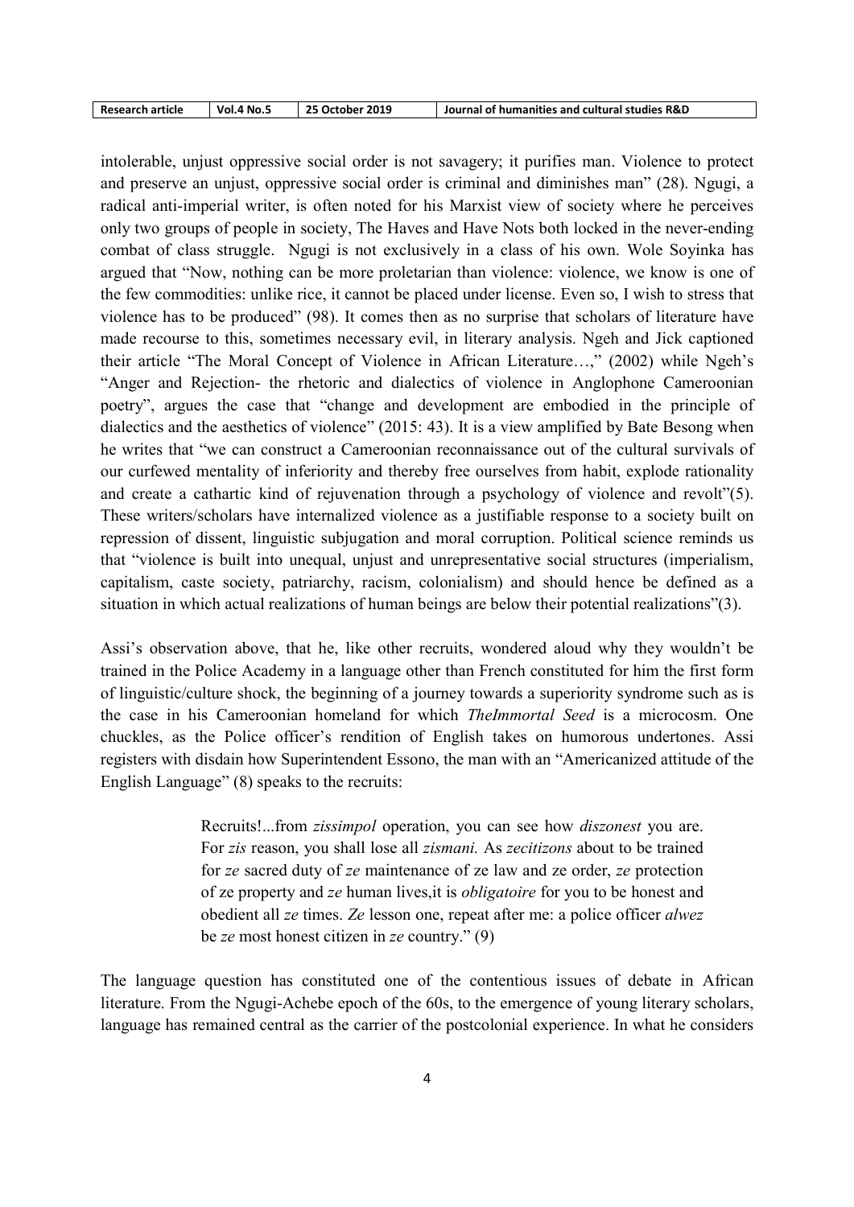intolerable, unjust oppressive social order is not savagery; it purifies man. Violence to protect and preserve an unjust, oppressive social order is criminal and diminishes man" (28). Ngugi, a radical anti-imperial writer, is often noted for his Marxist view of society where he perceives only two groups of people in society, The Haves and Have Nots both locked in the never-ending combat of class struggle. Ngugi is not exclusively in a class of his own. Wole Soyinka has argued that "Now, nothing can be more proletarian than violence: violence, we know is one of the few commodities: unlike rice, it cannot be placed under license. Even so, I wish to stress that violence has to be produced" (98). It comes then as no surprise that scholars of literature have made recourse to this, sometimes necessary evil, in literary analysis. Ngeh and Jick captioned their article "The Moral Concept of Violence in African Literature…," (2002) while Ngeh's "Anger and Rejection- the rhetoric and dialectics of violence in Anglophone Cameroonian poetry", argues the case that "change and development are embodied in the principle of dialectics and the aesthetics of violence" (2015: 43). It is a view amplified by Bate Besong when he writes that "we can construct a Cameroonian reconnaissance out of the cultural survivals of our curfewed mentality of inferiority and thereby free ourselves from habit, explode rationality and create a cathartic kind of rejuvenation through a psychology of violence and revolt"(5). These writers/scholars have internalized violence as a justifiable response to a society built on repression of dissent, linguistic subjugation and moral corruption. Political science reminds us that "violence is built into unequal, unjust and unrepresentative social structures (imperialism, capitalism, caste society, patriarchy, racism, colonialism) and should hence be defined as a situation in which actual realizations of human beings are below their potential realizations"(3).

Assi's observation above, that he, like other recruits, wondered aloud why they wouldn't be trained in the Police Academy in a language other than French constituted for him the first form of linguistic/culture shock, the beginning of a journey towards a superiority syndrome such as is the case in his Cameroonian homeland for which *TheImmortal Seed* is a microcosm. One chuckles, as the Police officer's rendition of English takes on humorous undertones. Assi registers with disdain how Superintendent Essono, the man with an "Americanized attitude of the English Language" (8) speaks to the recruits:

> Recruits!...from *zissimpol* operation, you can see how *diszonest* you are. For *zis* reason, you shall lose all *zismani.* As *zecitizons* about to be trained for *ze* sacred duty of *ze* maintenance of ze law and ze order, *ze* protection of ze property and *ze* human lives,it is *obligatoire* for you to be honest and obedient all *ze* times. *Ze* lesson one, repeat after me: a police officer *alwez* be *ze* most honest citizen in *ze* country." (9)

The language question has constituted one of the contentious issues of debate in African literature. From the Ngugi-Achebe epoch of the 60s, to the emergence of young literary scholars, language has remained central as the carrier of the postcolonial experience. In what he considers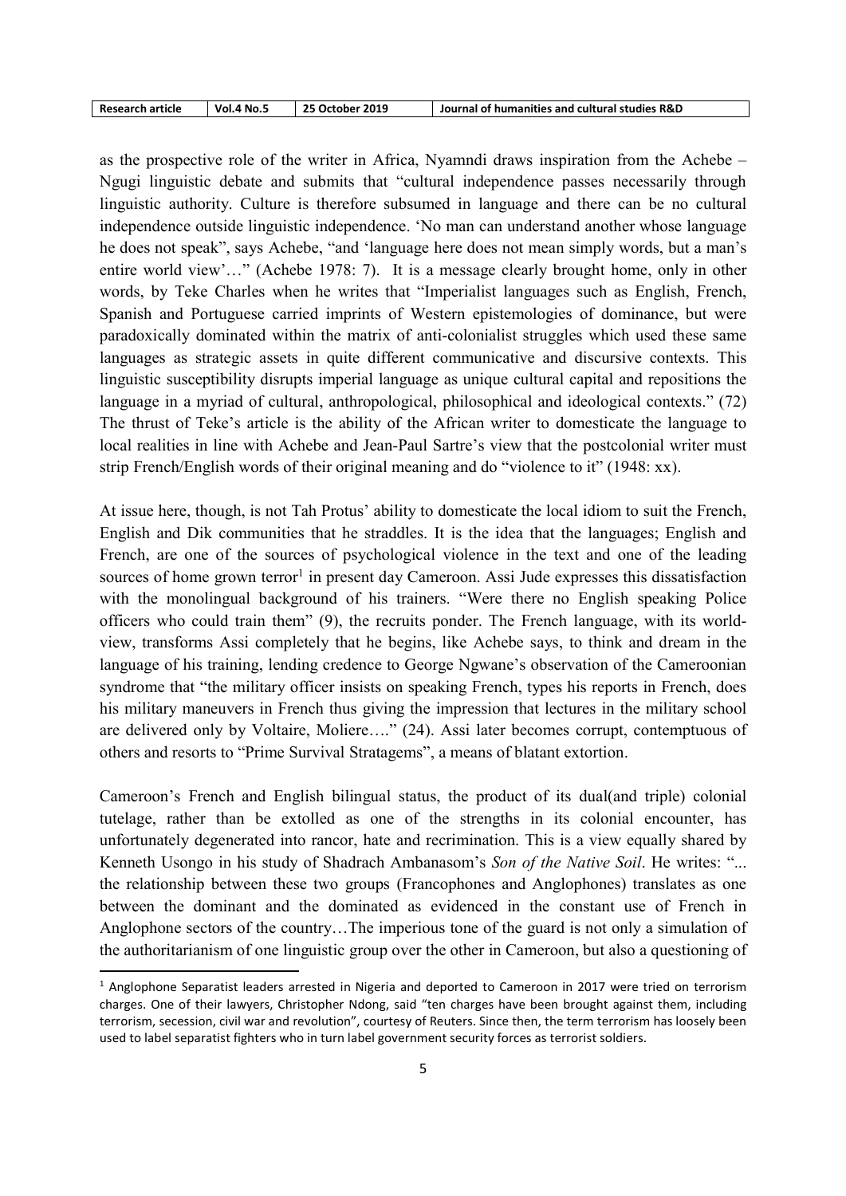as the prospective role of the writer in Africa, Nyamndi draws inspiration from the Achebe – Ngugi linguistic debate and submits that "cultural independence passes necessarily through linguistic authority. Culture is therefore subsumed in language and there can be no cultural independence outside linguistic independence. 'No man can understand another whose language he does not speak", says Achebe, "and 'language here does not mean simply words, but a man's entire world view'…" (Achebe 1978: 7). It is a message clearly brought home, only in other words, by Teke Charles when he writes that "Imperialist languages such as English, French, Spanish and Portuguese carried imprints of Western epistemologies of dominance, but were paradoxically dominated within the matrix of anti-colonialist struggles which used these same languages as strategic assets in quite different communicative and discursive contexts. This linguistic susceptibility disrupts imperial language as unique cultural capital and repositions the language in a myriad of cultural, anthropological, philosophical and ideological contexts." (72) The thrust of Teke's article is the ability of the African writer to domesticate the language to local realities in line with Achebe and Jean-Paul Sartre's view that the postcolonial writer must strip French/English words of their original meaning and do "violence to it" (1948: xx).

At issue here, though, is not Tah Protus' ability to domesticate the local idiom to suit the French, English and Dik communities that he straddles. It is the idea that the languages; English and French, are one of the sources of psychological violence in the text and one of the leading sources of home grown terror[1] in present day Cameroon. Assi Jude expresses this dissatisfaction with the monolingual background of his trainers. "Were there no English speaking Police officers who could train them" (9), the recruits ponder. The French language, with its world-view, transforms Assi completely that he begins, like Achebe says, to think and dream in the language of his training, lending credence to George Ngwane's observation of the Cameroonian syndrome that "the military officer insists on speaking French, types his reports in French, does his military maneuvers in French thus giving the impression that lectures in the military school are delivered only by Voltaire, Moliere…." (24). Assi later becomes corrupt, contemptuous of others and resorts to "Prime Survival Stratagems", a means of blatant extortion.

Cameroon's French and English bilingual status, the product of its dual(and triple) colonial tutelage, rather than be extolled as one of the strengths in its colonial encounter, has unfortunately degenerated into rancor, hate and recrimination. This is a view equally shared by Kenneth Usongo in his study of Shadrach Ambanasom's *Son of the Native Soil*. He writes: "... the relationship between these two groups (Francophones and Anglophones) translates as one between the dominant and the dominated as evidenced in the constant use of French in Anglophone sectors of the country…The imperious tone of the guard is not only a simulation of the authoritarianism of one linguistic group over the other in Cameroon, but also a questioning of

---

[1] Anglophone Separatist leaders arrested in Nigeria and deported to Cameroon in 2017 were tried on terrorism charges. One of their lawyers, Christopher Ndong, said "ten charges have been brought against them, including terrorism, secession, civil war and revolution", courtesy of Reuters. Since then, the term terrorism has loosely been used to label separatist fighters who in turn label government security forces as terrorist soldiers.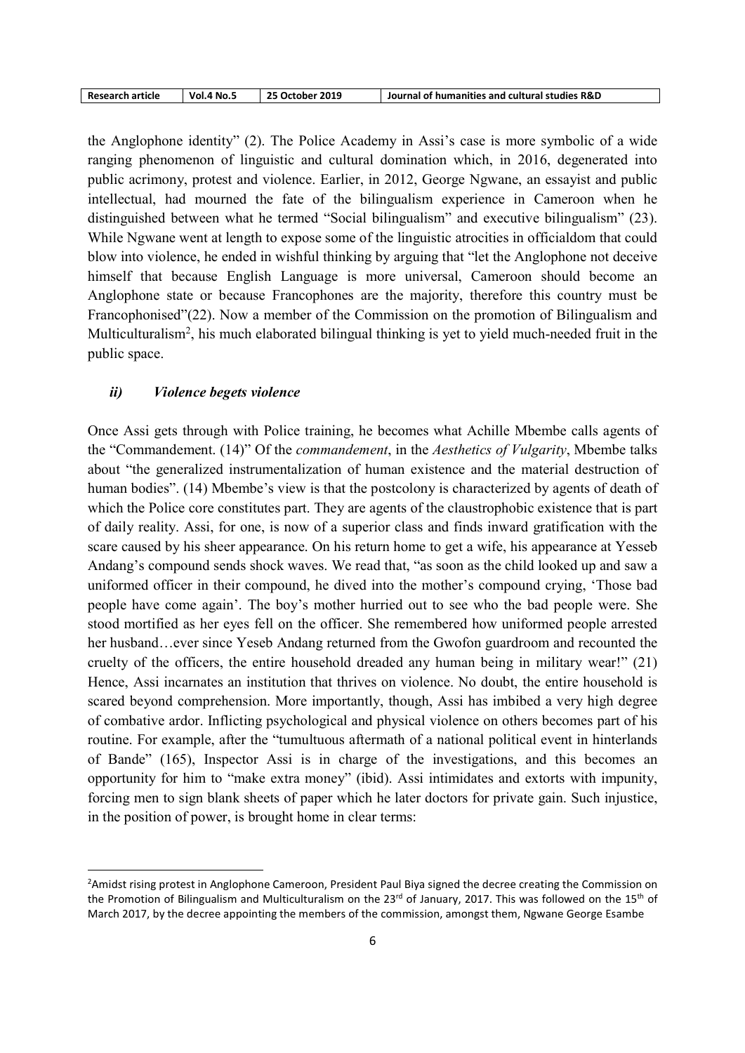the Anglophone identity" (2). The Police Academy in Assi's case is more symbolic of a wide ranging phenomenon of linguistic and cultural domination which, in 2016, degenerated into public acrimony, protest and violence. Earlier, in 2012, George Ngwane, an essayist and public intellectual, had mourned the fate of the bilingualism experience in Cameroon when he distinguished between what he termed "Social bilingualism" and executive bilingualism" (23). While Ngwane went at length to expose some of the linguistic atrocities in officialdom that could blow into violence, he ended in wishful thinking by arguing that "let the Anglophone not deceive himself that because English Language is more universal, Cameroon should become an Anglophone state or because Francophones are the majority, therefore this country must be Francophonised"(22). Now a member of the Commission on the promotion of Bilingualism and Multiculturalism[2], his much elaborated bilingual thinking is yet to yield much-needed fruit in the public space.

### *ii) Violence begets violence*

Once Assi gets through with Police training, he becomes what Achille Mbembe calls agents of the "Commandement. (14)" Of the *commandement*, in the *Aesthetics of Vulgarity*, Mbembe talks about "the generalized instrumentalization of human existence and the material destruction of human bodies". (14) Mbembe's view is that the postcolony is characterized by agents of death of which the Police core constitutes part. They are agents of the claustrophobic existence that is part of daily reality. Assi, for one, is now of a superior class and finds inward gratification with the scare caused by his sheer appearance. On his return home to get a wife, his appearance at Yesseb Andang's compound sends shock waves. We read that, "as soon as the child looked up and saw a uniformed officer in their compound, he dived into the mother's compound crying, 'Those bad people have come again'. The boy's mother hurried out to see who the bad people were. She stood mortified as her eyes fell on the officer. She remembered how uniformed people arrested her husband…ever since Yeseb Andang returned from the Gwofon guardroom and recounted the cruelty of the officers, the entire household dreaded any human being in military wear!" (21) Hence, Assi incarnates an institution that thrives on violence. No doubt, the entire household is scared beyond comprehension. More importantly, though, Assi has imbibed a very high degree of combative ardor. Inflicting psychological and physical violence on others becomes part of his routine. For example, after the "tumultuous aftermath of a national political event in hinterlands of Bande" (165), Inspector Assi is in charge of the investigations, and this becomes an opportunity for him to "make extra money" (ibid). Assi intimidates and extorts with impunity, forcing men to sign blank sheets of paper which he later doctors for private gain. Such injustice, in the position of power, is brought home in clear terms:

---

[2]Amidst rising protest in Anglophone Cameroon, President Paul Biya signed the decree creating the Commission on the Promotion of Bilingualism and Multiculturalism on the 23rd of January, 2017. This was followed on the 15th of March 2017, by the decree appointing the members of the commission, amongst them, Ngwane George Esambe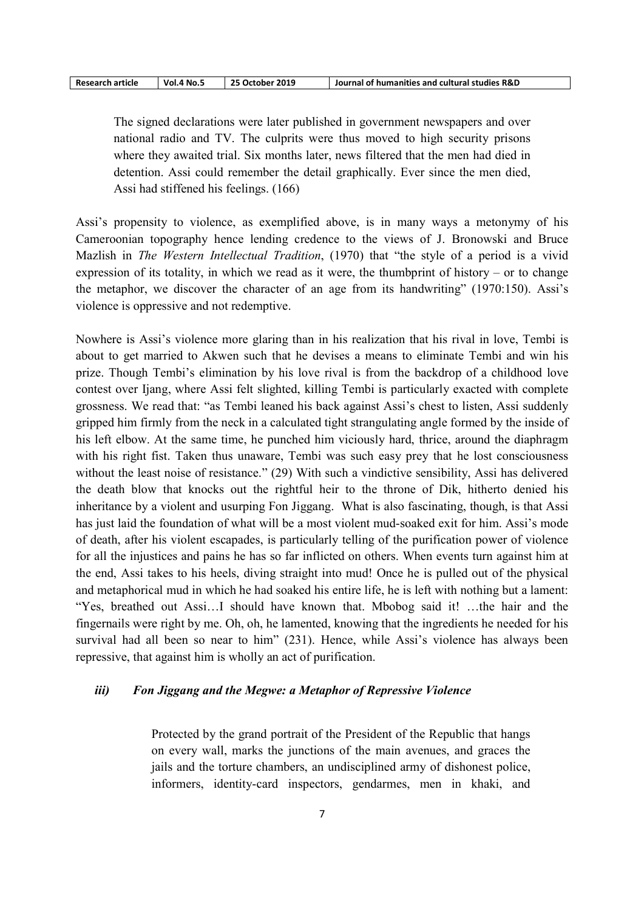> The signed declarations were later published in government newspapers and over national radio and TV. The culprits were thus moved to high security prisons where they awaited trial. Six months later, news filtered that the men had died in detention. Assi could remember the detail graphically. Ever since the men died, Assi had stiffened his feelings. (166)

Assi's propensity to violence, as exemplified above, is in many ways a metonymy of his Cameroonian topography hence lending credence to the views of J. Bronowski and Bruce Mazlish in *The Western Intellectual Tradition*, (1970) that "the style of a period is a vivid expression of its totality, in which we read as it were, the thumbprint of history – or to change the metaphor, we discover the character of an age from its handwriting" (1970:150). Assi's violence is oppressive and not redemptive.

Nowhere is Assi's violence more glaring than in his realization that his rival in love, Tembi is about to get married to Akwen such that he devises a means to eliminate Tembi and win his prize. Though Tembi's elimination by his love rival is from the backdrop of a childhood love contest over Ijang, where Assi felt slighted, killing Tembi is particularly exacted with complete grossness. We read that: "as Tembi leaned his back against Assi's chest to listen, Assi suddenly gripped him firmly from the neck in a calculated tight strangulating angle formed by the inside of his left elbow. At the same time, he punched him viciously hard, thrice, around the diaphragm with his right fist. Taken thus unaware, Tembi was such easy prey that he lost consciousness without the least noise of resistance." (29) With such a vindictive sensibility, Assi has delivered the death blow that knocks out the rightful heir to the throne of Dik, hitherto denied his inheritance by a violent and usurping Fon Jiggang. What is also fascinating, though, is that Assi has just laid the foundation of what will be a most violent mud-soaked exit for him. Assi's mode of death, after his violent escapades, is particularly telling of the purification power of violence for all the injustices and pains he has so far inflicted on others. When events turn against him at the end, Assi takes to his heels, diving straight into mud! Once he is pulled out of the physical and metaphorical mud in which he had soaked his entire life, he is left with nothing but a lament: "Yes, breathed out Assi…I should have known that. Mbobog said it! …the hair and the fingernails were right by me. Oh, oh, he lamented, knowing that the ingredients he needed for his survival had all been so near to him" (231). Hence, while Assi's violence has always been repressive, that against him is wholly an act of purification.

### *iii) Fon Jiggang and the Megwe: a Metaphor of Repressive Violence*

> Protected by the grand portrait of the President of the Republic that hangs on every wall, marks the junctions of the main avenues, and graces the jails and the torture chambers, an undisciplined army of dishonest police, informers, identity-card inspectors, gendarmes, men in khaki, and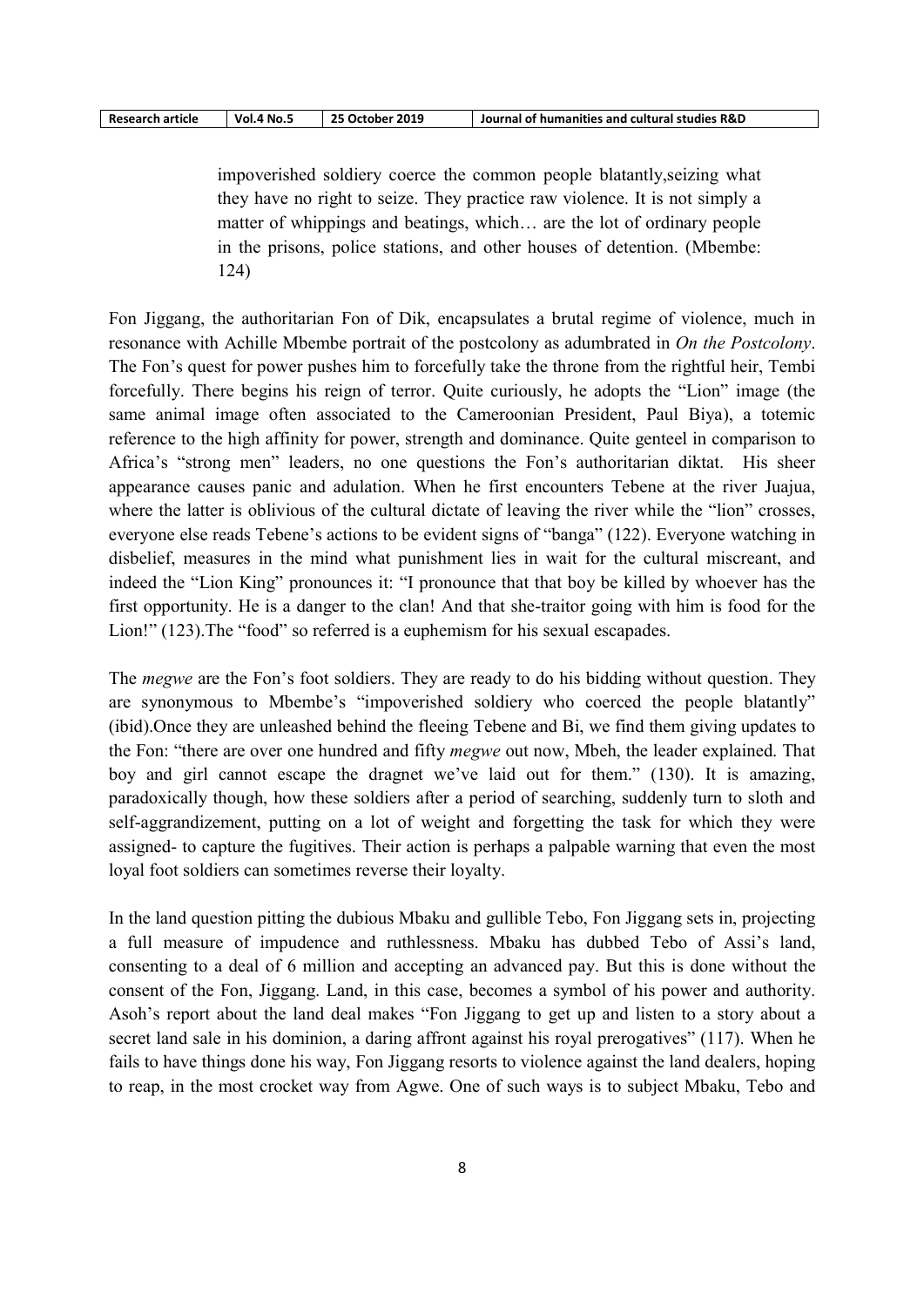> impoverished soldiery coerce the common people blatantly,seizing what they have no right to seize. They practice raw violence. It is not simply a matter of whippings and beatings, which… are the lot of ordinary people in the prisons, police stations, and other houses of detention. (Mbembe: 124)

Fon Jiggang, the authoritarian Fon of Dik, encapsulates a brutal regime of violence, much in resonance with Achille Mbembe portrait of the postcolony as adumbrated in *On the Postcolony*. The Fon's quest for power pushes him to forcefully take the throne from the rightful heir, Tembi forcefully. There begins his reign of terror. Quite curiously, he adopts the "Lion" image (the same animal image often associated to the Cameroonian President, Paul Biya), a totemic reference to the high affinity for power, strength and dominance. Quite genteel in comparison to Africa's "strong men" leaders, no one questions the Fon's authoritarian diktat. His sheer appearance causes panic and adulation. When he first encounters Tebene at the river Juajua, where the latter is oblivious of the cultural dictate of leaving the river while the "lion" crosses, everyone else reads Tebene's actions to be evident signs of "banga" (122). Everyone watching in disbelief, measures in the mind what punishment lies in wait for the cultural miscreant, and indeed the "Lion King" pronounces it: "I pronounce that that boy be killed by whoever has the first opportunity. He is a danger to the clan! And that she-traitor going with him is food for the Lion!" (123).The "food" so referred is a euphemism for his sexual escapades.

The *megwe* are the Fon's foot soldiers. They are ready to do his bidding without question. They are synonymous to Mbembe's "impoverished soldiery who coerced the people blatantly" (ibid).Once they are unleashed behind the fleeing Tebene and Bi, we find them giving updates to the Fon: "there are over one hundred and fifty *megwe* out now, Mbeh, the leader explained. That boy and girl cannot escape the dragnet we've laid out for them." (130). It is amazing, paradoxically though, how these soldiers after a period of searching, suddenly turn to sloth and self-aggrandizement, putting on a lot of weight and forgetting the task for which they were assigned- to capture the fugitives. Their action is perhaps a palpable warning that even the most loyal foot soldiers can sometimes reverse their loyalty.

In the land question pitting the dubious Mbaku and gullible Tebo, Fon Jiggang sets in, projecting a full measure of impudence and ruthlessness. Mbaku has dubbed Tebo of Assi's land, consenting to a deal of 6 million and accepting an advanced pay. But this is done without the consent of the Fon, Jiggang. Land, in this case, becomes a symbol of his power and authority. Asoh's report about the land deal makes "Fon Jiggang to get up and listen to a story about a secret land sale in his dominion, a daring affront against his royal prerogatives" (117). When he fails to have things done his way, Fon Jiggang resorts to violence against the land dealers, hoping to reap, in the most crocket way from Agwe. One of such ways is to subject Mbaku, Tebo and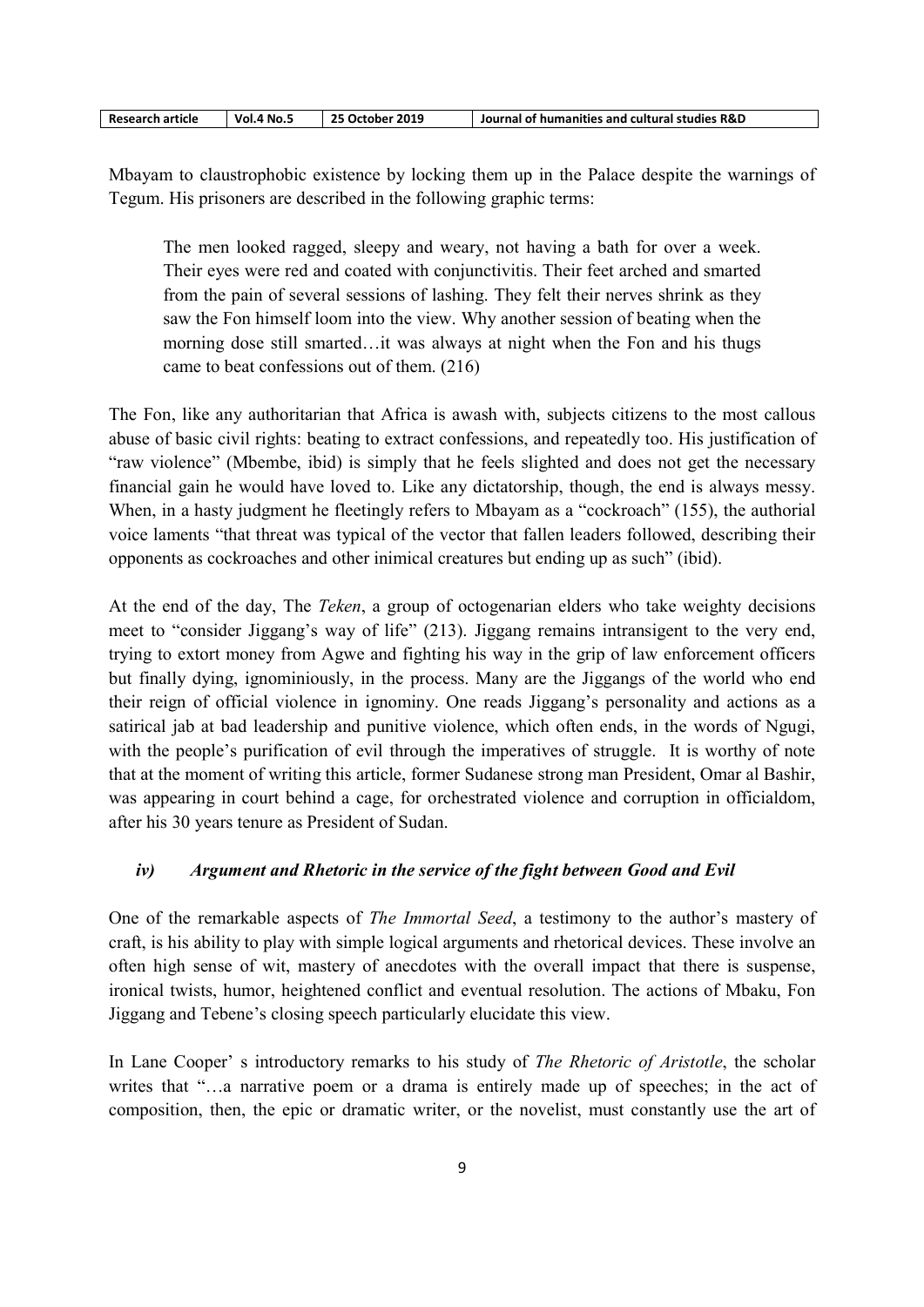Mbayam to claustrophobic existence by locking them up in the Palace despite the warnings of Tegum. His prisoners are described in the following graphic terms:

> The men looked ragged, sleepy and weary, not having a bath for over a week. Their eyes were red and coated with conjunctivitis. Their feet arched and smarted from the pain of several sessions of lashing. They felt their nerves shrink as they saw the Fon himself loom into the view. Why another session of beating when the morning dose still smarted…it was always at night when the Fon and his thugs came to beat confessions out of them. (216)

The Fon, like any authoritarian that Africa is awash with, subjects citizens to the most callous abuse of basic civil rights: beating to extract confessions, and repeatedly too. His justification of "raw violence" (Mbembe, ibid) is simply that he feels slighted and does not get the necessary financial gain he would have loved to. Like any dictatorship, though, the end is always messy. When, in a hasty judgment he fleetingly refers to Mbayam as a "cockroach" (155), the authorial voice laments "that threat was typical of the vector that fallen leaders followed, describing their opponents as cockroaches and other inimical creatures but ending up as such" (ibid).

At the end of the day, The *Teken*, a group of octogenarian elders who take weighty decisions meet to "consider Jiggang's way of life" (213). Jiggang remains intransigent to the very end, trying to extort money from Agwe and fighting his way in the grip of law enforcement officers but finally dying, ignominiously, in the process. Many are the Jiggangs of the world who end their reign of official violence in ignominy. One reads Jiggang's personality and actions as a satirical jab at bad leadership and punitive violence, which often ends, in the words of Ngugi, with the people's purification of evil through the imperatives of struggle. It is worthy of note that at the moment of writing this article, former Sudanese strong man President, Omar al Bashir, was appearing in court behind a cage, for orchestrated violence and corruption in officialdom, after his 30 years tenure as President of Sudan.

### *iv) Argument and Rhetoric in the service of the fight between Good and Evil*

One of the remarkable aspects of *The Immortal Seed*, a testimony to the author's mastery of craft, is his ability to play with simple logical arguments and rhetorical devices. These involve an often high sense of wit, mastery of anecdotes with the overall impact that there is suspense, ironical twists, humor, heightened conflict and eventual resolution. The actions of Mbaku, Fon Jiggang and Tebene's closing speech particularly elucidate this view.

In Lane Cooper' s introductory remarks to his study of *The Rhetoric of Aristotle*, the scholar writes that "…a narrative poem or a drama is entirely made up of speeches; in the act of composition, then, the epic or dramatic writer, or the novelist, must constantly use the art of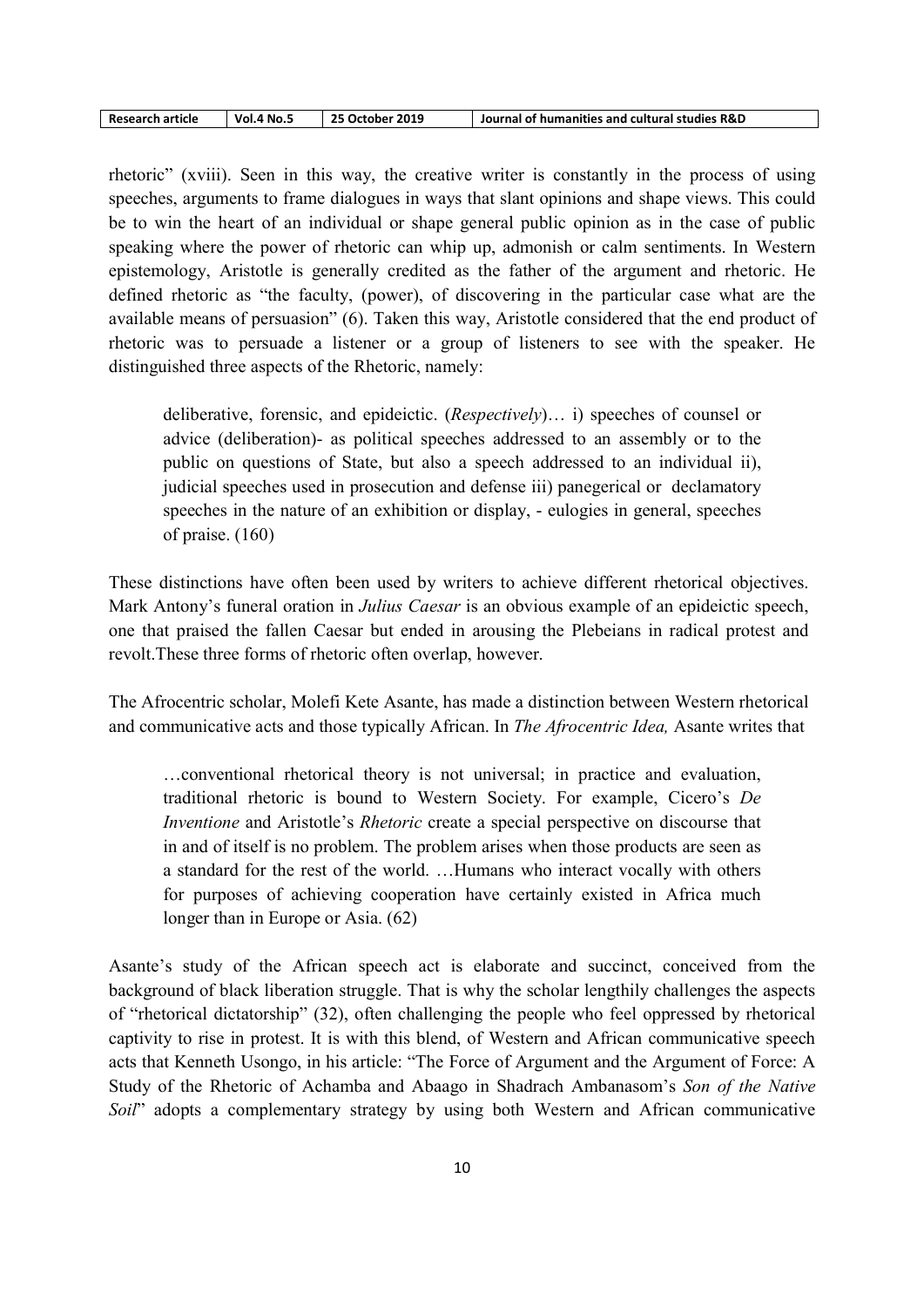rhetoric" (xviii). Seen in this way, the creative writer is constantly in the process of using speeches, arguments to frame dialogues in ways that slant opinions and shape views. This could be to win the heart of an individual or shape general public opinion as in the case of public speaking where the power of rhetoric can whip up, admonish or calm sentiments. In Western epistemology, Aristotle is generally credited as the father of the argument and rhetoric. He defined rhetoric as "the faculty, (power), of discovering in the particular case what are the available means of persuasion" (6). Taken this way, Aristotle considered that the end product of rhetoric was to persuade a listener or a group of listeners to see with the speaker. He distinguished three aspects of the Rhetoric, namely:

> deliberative, forensic, and epideictic. (*Respectively*)… i) speeches of counsel or advice (deliberation)- as political speeches addressed to an assembly or to the public on questions of State, but also a speech addressed to an individual ii), judicial speeches used in prosecution and defense iii) panegerical or declamatory speeches in the nature of an exhibition or display, - eulogies in general, speeches of praise. (160)

These distinctions have often been used by writers to achieve different rhetorical objectives. Mark Antony's funeral oration in *Julius Caesar* is an obvious example of an epideictic speech, one that praised the fallen Caesar but ended in arousing the Plebeians in radical protest and revolt.These three forms of rhetoric often overlap, however.

The Afrocentric scholar, Molefi Kete Asante, has made a distinction between Western rhetorical and communicative acts and those typically African. In *The Afrocentric Idea,* Asante writes that

> …conventional rhetorical theory is not universal; in practice and evaluation, traditional rhetoric is bound to Western Society. For example, Cicero's *De Inventione* and Aristotle's *Rhetoric* create a special perspective on discourse that in and of itself is no problem. The problem arises when those products are seen as a standard for the rest of the world. …Humans who interact vocally with others for purposes of achieving cooperation have certainly existed in Africa much longer than in Europe or Asia. (62)

Asante's study of the African speech act is elaborate and succinct, conceived from the background of black liberation struggle. That is why the scholar lengthily challenges the aspects of "rhetorical dictatorship" (32), often challenging the people who feel oppressed by rhetorical captivity to rise in protest. It is with this blend, of Western and African communicative speech acts that Kenneth Usongo, in his article: "The Force of Argument and the Argument of Force: A Study of the Rhetoric of Achamba and Abaago in Shadrach Ambanasom's *Son of the Native Soil*" adopts a complementary strategy by using both Western and African communicative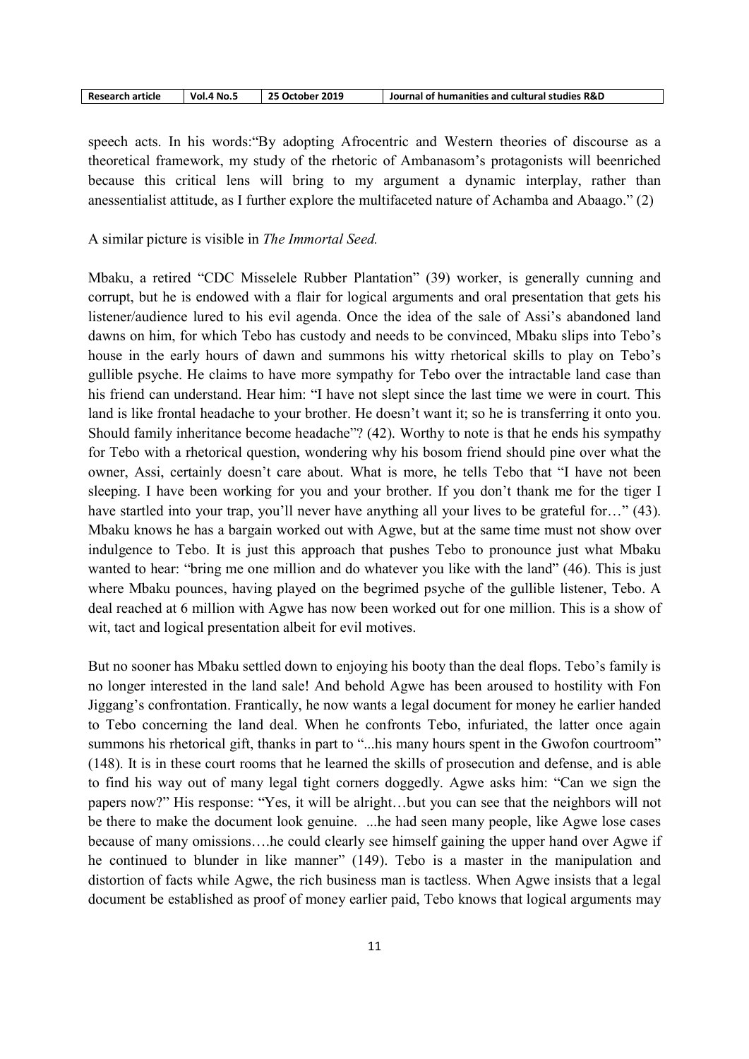speech acts. In his words:"By adopting Afrocentric and Western theories of discourse as a theoretical framework, my study of the rhetoric of Ambanasom's protagonists will beenriched because this critical lens will bring to my argument a dynamic interplay, rather than anessentialist attitude, as I further explore the multifaceted nature of Achamba and Abaago." (2)

A similar picture is visible in *The Immortal Seed.*

Mbaku, a retired "CDC Misselele Rubber Plantation" (39) worker, is generally cunning and corrupt, but he is endowed with a flair for logical arguments and oral presentation that gets his listener/audience lured to his evil agenda. Once the idea of the sale of Assi's abandoned land dawns on him, for which Tebo has custody and needs to be convinced, Mbaku slips into Tebo's house in the early hours of dawn and summons his witty rhetorical skills to play on Tebo's gullible psyche. He claims to have more sympathy for Tebo over the intractable land case than his friend can understand. Hear him: "I have not slept since the last time we were in court. This land is like frontal headache to your brother. He doesn't want it; so he is transferring it onto you. Should family inheritance become headache"? (42). Worthy to note is that he ends his sympathy for Tebo with a rhetorical question, wondering why his bosom friend should pine over what the owner, Assi, certainly doesn't care about. What is more, he tells Tebo that "I have not been sleeping. I have been working for you and your brother. If you don't thank me for the tiger I have startled into your trap, you'll never have anything all your lives to be grateful for…" (43). Mbaku knows he has a bargain worked out with Agwe, but at the same time must not show over indulgence to Tebo. It is just this approach that pushes Tebo to pronounce just what Mbaku wanted to hear: "bring me one million and do whatever you like with the land" (46). This is just where Mbaku pounces, having played on the begrimed psyche of the gullible listener, Tebo. A deal reached at 6 million with Agwe has now been worked out for one million. This is a show of wit, tact and logical presentation albeit for evil motives.

But no sooner has Mbaku settled down to enjoying his booty than the deal flops. Tebo's family is no longer interested in the land sale! And behold Agwe has been aroused to hostility with Fon Jiggang's confrontation. Frantically, he now wants a legal document for money he earlier handed to Tebo concerning the land deal. When he confronts Tebo, infuriated, the latter once again summons his rhetorical gift, thanks in part to "...his many hours spent in the Gwofon courtroom" (148). It is in these court rooms that he learned the skills of prosecution and defense, and is able to find his way out of many legal tight corners doggedly. Agwe asks him: "Can we sign the papers now?" His response: "Yes, it will be alright…but you can see that the neighbors will not be there to make the document look genuine. ...he had seen many people, like Agwe lose cases because of many omissions….he could clearly see himself gaining the upper hand over Agwe if he continued to blunder in like manner" (149). Tebo is a master in the manipulation and distortion of facts while Agwe, the rich business man is tactless. When Agwe insists that a legal document be established as proof of money earlier paid, Tebo knows that logical arguments may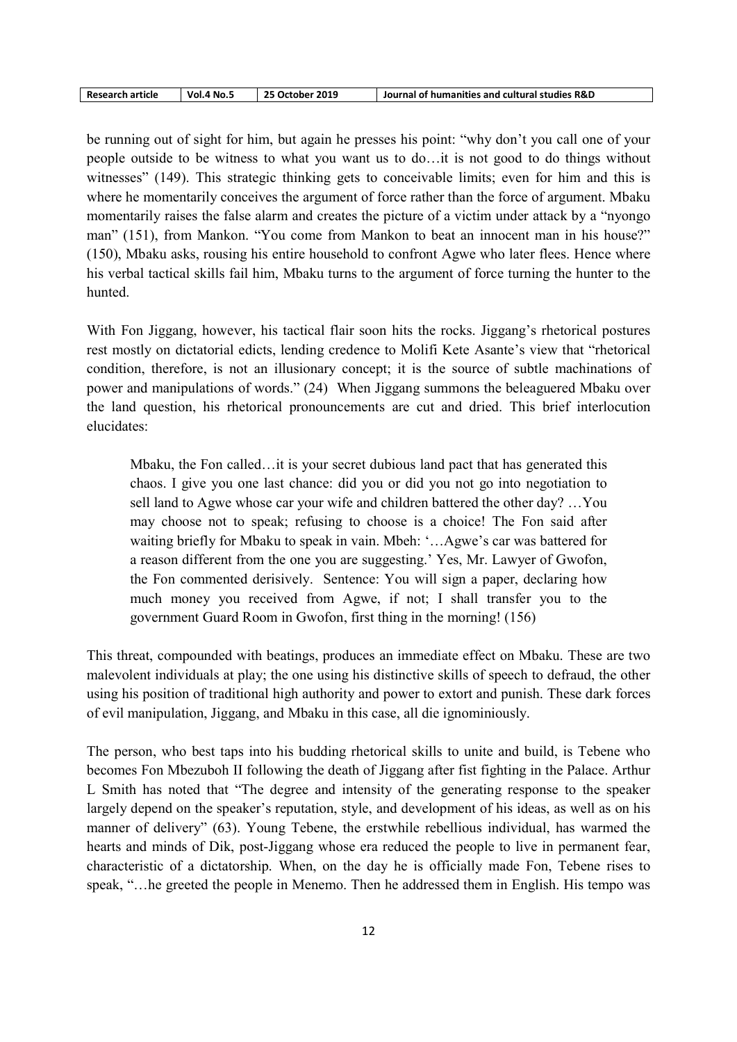be running out of sight for him, but again he presses his point: "why don't you call one of your people outside to be witness to what you want us to do…it is not good to do things without witnesses" (149). This strategic thinking gets to conceivable limits; even for him and this is where he momentarily conceives the argument of force rather than the force of argument. Mbaku momentarily raises the false alarm and creates the picture of a victim under attack by a "nyongo man" (151), from Mankon. "You come from Mankon to beat an innocent man in his house?" (150), Mbaku asks, rousing his entire household to confront Agwe who later flees. Hence where his verbal tactical skills fail him, Mbaku turns to the argument of force turning the hunter to the hunted.

With Fon Jiggang, however, his tactical flair soon hits the rocks. Jiggang's rhetorical postures rest mostly on dictatorial edicts, lending credence to Molifi Kete Asante's view that "rhetorical condition, therefore, is not an illusionary concept; it is the source of subtle machinations of power and manipulations of words." (24) When Jiggang summons the beleaguered Mbaku over the land question, his rhetorical pronouncements are cut and dried. This brief interlocution elucidates:

> Mbaku, the Fon called…it is your secret dubious land pact that has generated this chaos. I give you one last chance: did you or did you not go into negotiation to sell land to Agwe whose car your wife and children battered the other day? …You may choose not to speak; refusing to choose is a choice! The Fon said after waiting briefly for Mbaku to speak in vain. Mbeh: '…Agwe's car was battered for a reason different from the one you are suggesting.' Yes, Mr. Lawyer of Gwofon, the Fon commented derisively. Sentence: You will sign a paper, declaring how much money you received from Agwe, if not; I shall transfer you to the government Guard Room in Gwofon, first thing in the morning! (156)

This threat, compounded with beatings, produces an immediate effect on Mbaku. These are two malevolent individuals at play; the one using his distinctive skills of speech to defraud, the other using his position of traditional high authority and power to extort and punish. These dark forces of evil manipulation, Jiggang, and Mbaku in this case, all die ignominiously.

The person, who best taps into his budding rhetorical skills to unite and build, is Tebene who becomes Fon Mbezuboh II following the death of Jiggang after fist fighting in the Palace. Arthur L Smith has noted that "The degree and intensity of the generating response to the speaker largely depend on the speaker's reputation, style, and development of his ideas, as well as on his manner of delivery" (63). Young Tebene, the erstwhile rebellious individual, has warmed the hearts and minds of Dik, post-Jiggang whose era reduced the people to live in permanent fear, characteristic of a dictatorship. When, on the day he is officially made Fon, Tebene rises to speak, "…he greeted the people in Menemo. Then he addressed them in English. His tempo was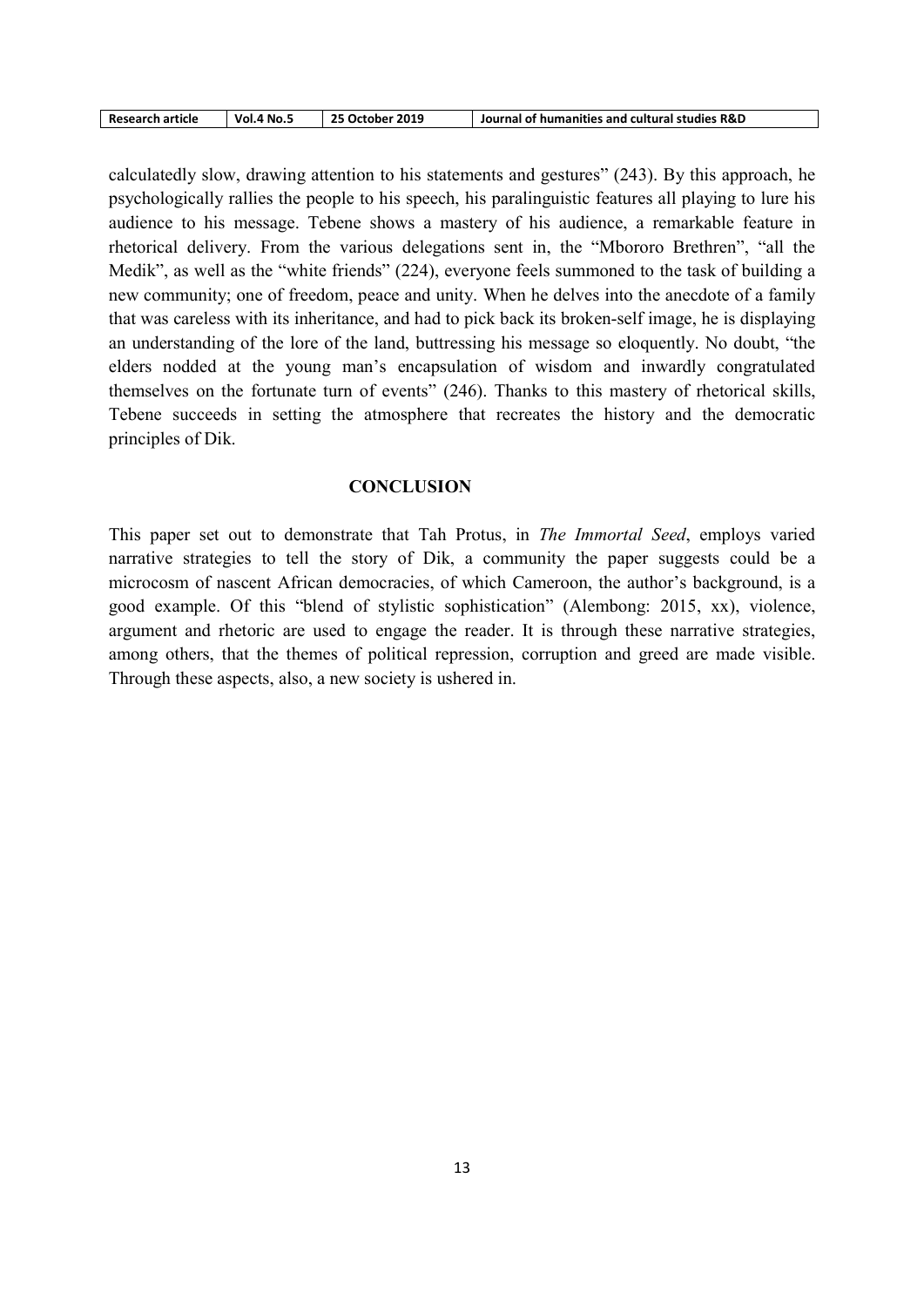calculatedly slow, drawing attention to his statements and gestures" (243). By this approach, he psychologically rallies the people to his speech, his paralinguistic features all playing to lure his audience to his message. Tebene shows a mastery of his audience, a remarkable feature in rhetorical delivery. From the various delegations sent in, the "Mbororo Brethren", "all the Medik", as well as the "white friends" (224), everyone feels summoned to the task of building a new community; one of freedom, peace and unity. When he delves into the anecdote of a family that was careless with its inheritance, and had to pick back its broken-self image, he is displaying an understanding of the lore of the land, buttressing his message so eloquently. No doubt, "the elders nodded at the young man's encapsulation of wisdom and inwardly congratulated themselves on the fortunate turn of events" (246). Thanks to this mastery of rhetorical skills, Tebene succeeds in setting the atmosphere that recreates the history and the democratic principles of Dik.

## CONCLUSION

This paper set out to demonstrate that Tah Protus, in *The Immortal Seed*, employs varied narrative strategies to tell the story of Dik, a community the paper suggests could be a microcosm of nascent African democracies, of which Cameroon, the author's background, is a good example. Of this "blend of stylistic sophistication" (Alembong: 2015, xx), violence, argument and rhetoric are used to engage the reader. It is through these narrative strategies, among others, that the themes of political repression, corruption and greed are made visible. Through these aspects, also, a new society is ushered in.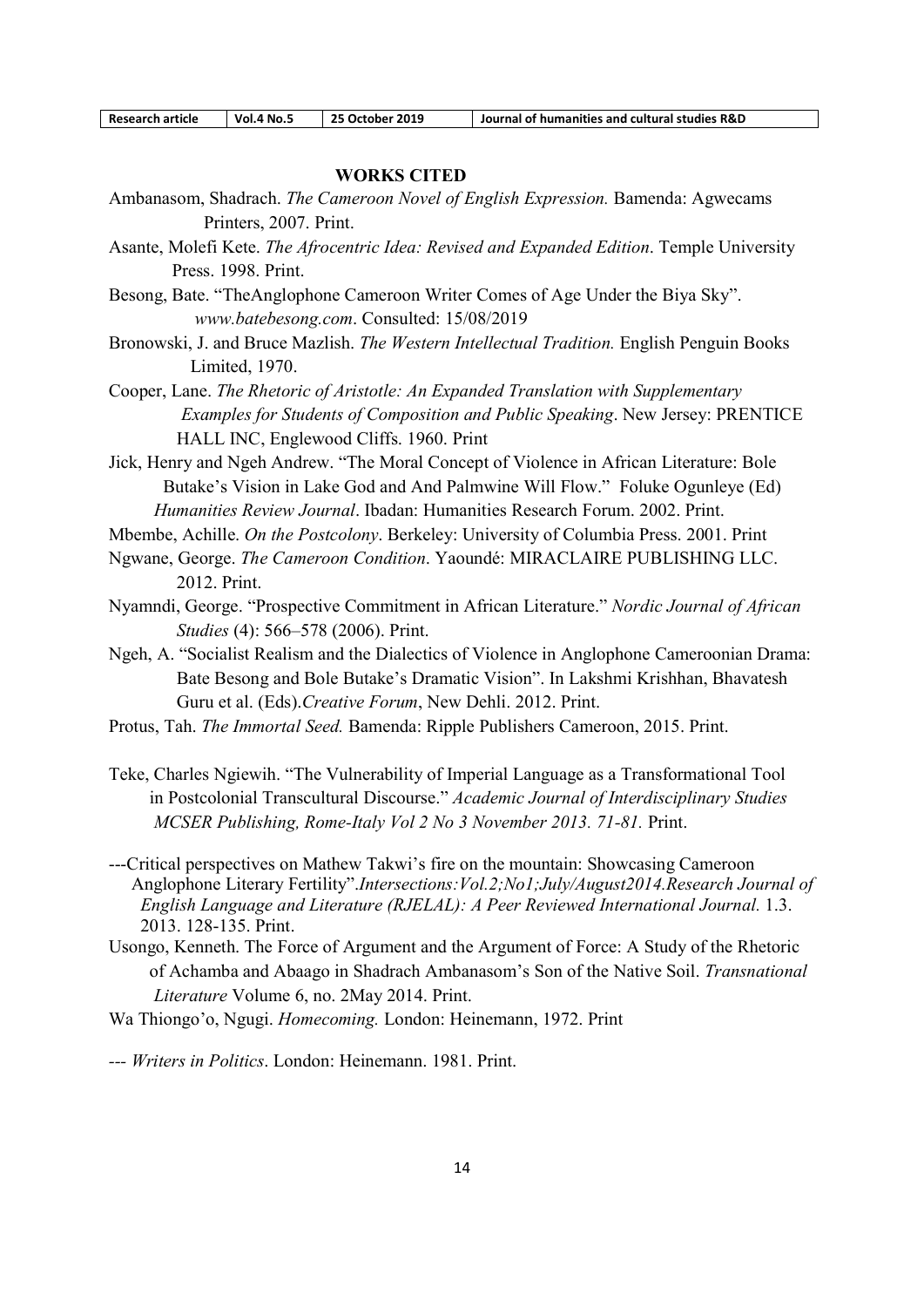## WORKS CITED

Ambanasom, Shadrach. *The Cameroon Novel of English Expression.* Bamenda: Agwecams Printers, 2007. Print.

Asante, Molefi Kete. *The Afrocentric Idea: Revised and Expanded Edition*. Temple University Press. 1998. Print.

Besong, Bate. "TheAnglophone Cameroon Writer Comes of Age Under the Biya Sky". *www.batebesong.com*. Consulted: 15/08/2019

Bronowski, J. and Bruce Mazlish. *The Western Intellectual Tradition.* English Penguin Books Limited, 1970.

Cooper, Lane. *The Rhetoric of Aristotle: An Expanded Translation with Supplementary Examples for Students of Composition and Public Speaking*. New Jersey: PRENTICE HALL INC, Englewood Cliffs. 1960. Print

Jick, Henry and Ngeh Andrew. "The Moral Concept of Violence in African Literature: Bole Butake's Vision in Lake God and And Palmwine Will Flow." Foluke Ogunleye (Ed) *Humanities Review Journal*. Ibadan: Humanities Research Forum. 2002. Print.

Mbembe, Achille. *On the Postcolony*. Berkeley: University of Columbia Press. 2001. Print

Ngwane, George. *The Cameroon Condition*. Yaoundé: MIRACLAIRE PUBLISHING LLC. 2012. Print.

Nyamndi, George. "Prospective Commitment in African Literature." *Nordic Journal of African Studies* (4): 566–578 (2006). Print.

Ngeh, A. "Socialist Realism and the Dialectics of Violence in Anglophone Cameroonian Drama: Bate Besong and Bole Butake's Dramatic Vision". In Lakshmi Krishhan, Bhavatesh Guru et al. (Eds).*Creative Forum*, New Dehli. 2012. Print.

Protus, Tah. *The Immortal Seed.* Bamenda: Ripple Publishers Cameroon, 2015. Print.

Teke, Charles Ngiewih. "The Vulnerability of Imperial Language as a Transformational Tool in Postcolonial Transcultural Discourse." *Academic Journal of Interdisciplinary Studies MCSER Publishing, Rome-Italy Vol 2 No 3 November 2013. 71-81.* Print.

---Critical perspectives on Mathew Takwi's fire on the mountain: Showcasing Cameroon Anglophone Literary Fertility".*Intersections:Vol.2;No1;July/August2014.Research Journal of English Language and Literature (RJELAL): A Peer Reviewed International Journal.* 1.3. 2013. 128-135. Print.

Usongo, Kenneth. The Force of Argument and the Argument of Force: A Study of the Rhetoric of Achamba and Abaago in Shadrach Ambanasom's Son of the Native Soil. *Transnational Literature* Volume 6, no. 2May 2014. Print.

Wa Thiongo'o, Ngugi. *Homecoming.* London: Heinemann, 1972. Print

--- *Writers in Politics*. London: Heinemann. 1981. Print.